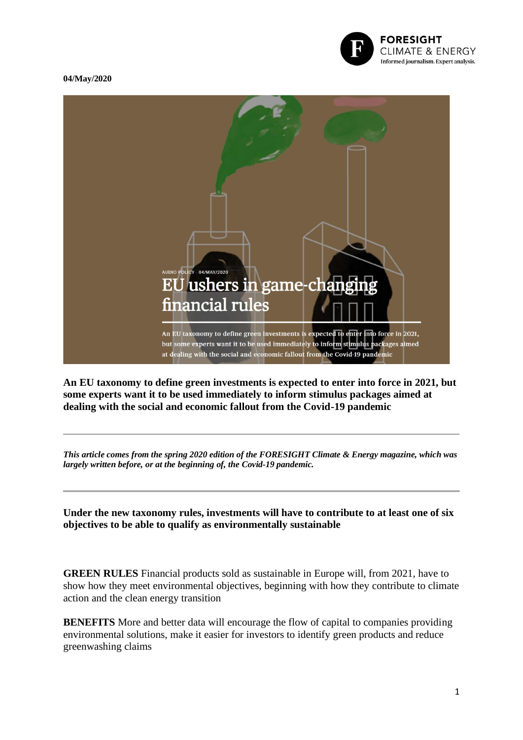04/May/2020

An EU taxonomy to define green investments is expected to enter into force in 2021, but some experts want it to be used immediately to inform stimulus packages aimed at dealing with the social and economic fallout from the Covid-19 pandemic

---

*This article comes from the spring 2020 edition of the FORESIGHT Climate & Energy magazine, which was largely written before, or at the beginning of, the Covid-19 pandemic.*

---

**Under the new taxonomy rules, investments will have to contribute to at least one of six objectives to be able to qualify as environmentally sustainable**

**GREEN RULES** Financial products sold as sustainable in Europe will, from 2021, have to show how they meet environmental objectives, beginning with how they contribute to climate action and the clean energy transition

**BENEFITS** More and better data will encourage the flow of capital to companies providing environmental solutions, make it easier for investors to identify green products and reduce greenwashing claims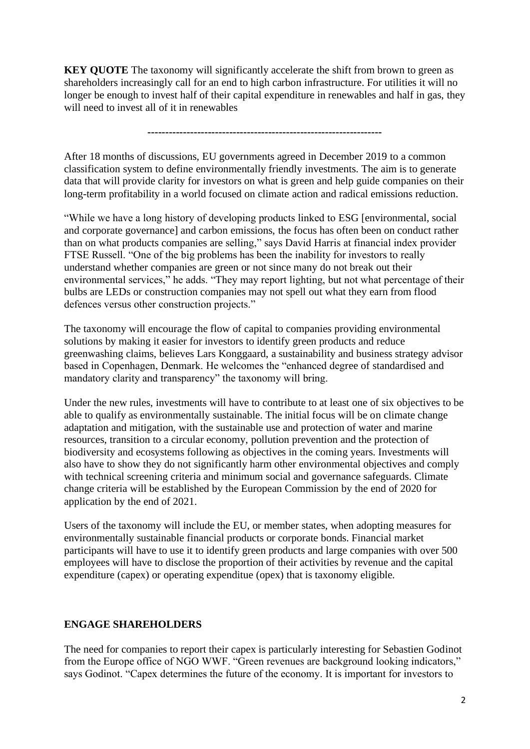**KEY QUOTE** The taxonomy will significantly accelerate the shift from brown to green as shareholders increasingly call for an end to high carbon infrastructure. For utilities it will no longer be enough to invest half of their capital expenditure in renewables and half in gas, they will need to invest all of it in renewables

-----------------------------------------------------------------

After 18 months of discussions, EU governments agreed in December 2019 to a common classification system to define environmentally friendly investments. The aim is to generate data that will provide clarity for investors on what is green and help guide companies on their long-term profitability in a world focused on climate action and radical emissions reduction.

"While we have a long history of developing products linked to ESG [environmental, social and corporate governance] and carbon emissions, the focus has often been on conduct rather than on what products companies are selling," says David Harris at financial index provider FTSE Russell. "One of the big problems has been the inability for investors to really understand whether companies are green or not since many do not break out their environmental services," he adds. "They may report lighting, but not what percentage of their bulbs are LEDs or construction companies may not spell out what they earn from flood defences versus other construction projects."

The taxonomy will encourage the flow of capital to companies providing environmental solutions by making it easier for investors to identify green products and reduce greenwashing claims, believes Lars Konggaard, a sustainability and business strategy advisor based in Copenhagen, Denmark. He welcomes the "enhanced degree of standardised and mandatory clarity and transparency" the taxonomy will bring.

Under the new rules, investments will have to contribute to at least one of six objectives to be able to qualify as environmentally sustainable. The initial focus will be on climate change adaptation and mitigation, with the sustainable use and protection of water and marine resources, transition to a circular economy, pollution prevention and the protection of biodiversity and ecosystems following as objectives in the coming years. Investments will also have to show they do not significantly harm other environmental objectives and comply with technical screening criteria and minimum social and governance safeguards. Climate change criteria will be established by the European Commission by the end of 2020 for application by the end of 2021.

Users of the taxonomy will include the EU, or member states, when adopting measures for environmentally sustainable financial products or corporate bonds. Financial market participants will have to use it to identify green products and large companies with over 500 employees will have to disclose the proportion of their activities by revenue and the capital expenditure (capex) or operating expenditue (opex) that is taxonomy eligible.

## ENGAGE SHAREHOLDERS

The need for companies to report their capex is particularly interesting for Sebastien Godinot from the Europe office of NGO WWF. "Green revenues are background looking indicators," says Godinot. "Capex determines the future of the economy. It is important for investors to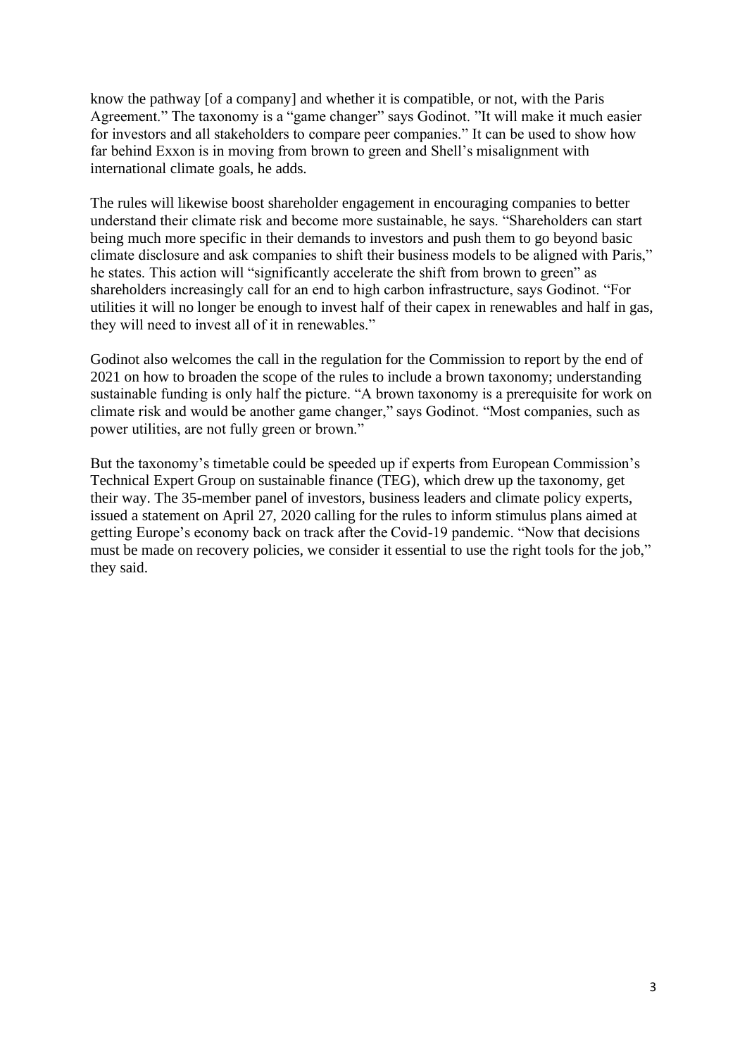know the pathway [of a company] and whether it is compatible, or not, with the Paris Agreement." The taxonomy is a "game changer" says Godinot. "It will make it much easier for investors and all stakeholders to compare peer companies." It can be used to show how far behind Exxon is in moving from brown to green and Shell's misalignment with international climate goals, he adds.

The rules will likewise boost shareholder engagement in encouraging companies to better understand their climate risk and become more sustainable, he says. "Shareholders can start being much more specific in their demands to investors and push them to go beyond basic climate disclosure and ask companies to shift their business models to be aligned with Paris," he states. This action will "significantly accelerate the shift from brown to green" as shareholders increasingly call for an end to high carbon infrastructure, says Godinot. "For utilities it will no longer be enough to invest half of their capex in renewables and half in gas, they will need to invest all of it in renewables."

Godinot also welcomes the call in the regulation for the Commission to report by the end of 2021 on how to broaden the scope of the rules to include a brown taxonomy; understanding sustainable funding is only half the picture. "A brown taxonomy is a prerequisite for work on climate risk and would be another game changer," says Godinot. "Most companies, such as power utilities, are not fully green or brown."

But the taxonomy's timetable could be speeded up if experts from European Commission's Technical Expert Group on sustainable finance (TEG), which drew up the taxonomy, get their way. The 35-member panel of investors, business leaders and climate policy experts, issued a statement on April 27, 2020 calling for the rules to inform stimulus plans aimed at getting Europe's economy back on track after the Covid-19 pandemic. "Now that decisions must be made on recovery policies, we consider it essential to use the right tools for the job," they said.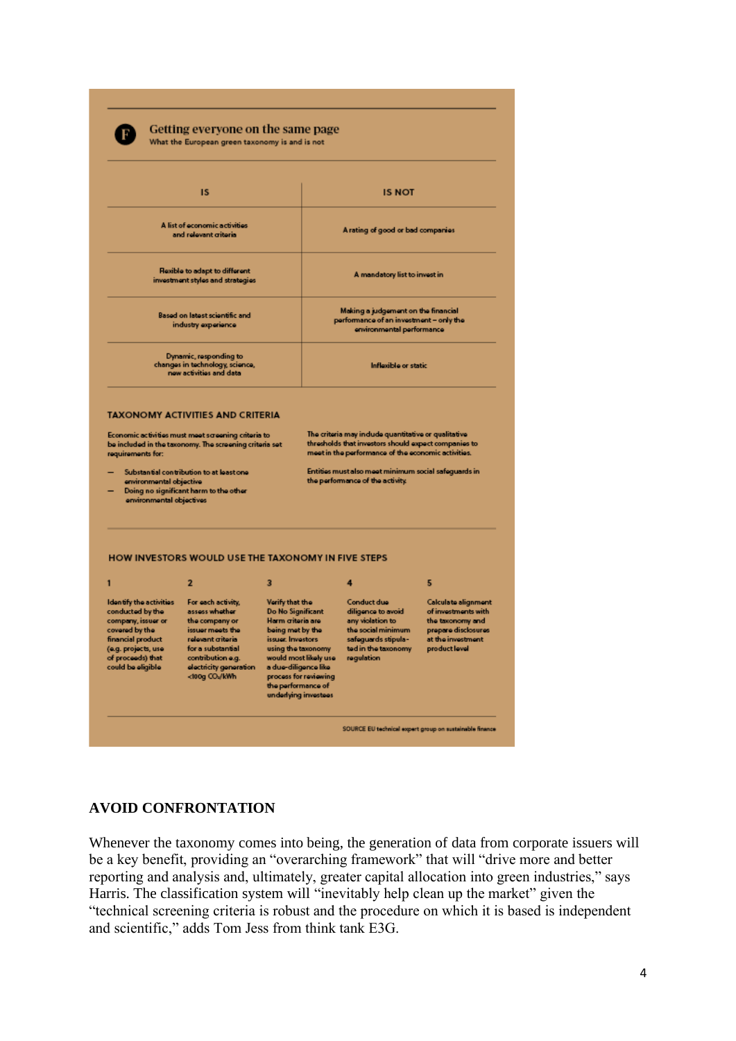**F** **Getting everyone on the same page**

What the European green taxonomy is and is not

| IS | IS NOT |
|---|---|
| A list of economic activities and relevant criteria | A rating of good or bad companies |
| Flexible to adapt to different investment styles and strategies | A mandatory list to invest in |
| Based on latest scientific and industry experience | Making a judgement on the financial performance of an investment – only the environmental performance |
| Dynamic, responding to changes in technology, science, new activities and data | Inflexible or static |

**TAXONOMY ACTIVITIES AND CRITERIA**

Economic activities must meet screening criteria to be included in the taxonomy. The screening criteria set requirements for:

- Substantial contribution to at least one environmental objective
- Doing no significant harm to the other environmental objectives

The criteria may include quantitative or qualitative thresholds that investors should expect companies to meet in the performance of the economic activities.

Entities must also meet minimum social safeguards in the performance of the activity.

**HOW INVESTORS WOULD USE THE TAXONOMY IN FIVE STEPS**

1. Identify the activities conducted by the company, issuer or covered by the financial product (e.g. projects, use of proceeds) that could be eligible
2. For each activity, assess whether the company or issuer meets the relevant criteria for a substantial contribution e.g. electricity generation <100g $CO_2$/kWh
3. Verify that the Do No Significant Harm criteria are being met by the issuer. Investors using the taxonomy would most likely use a due-diligence like process for reviewing the performance of underlying investees
4. Conduct due diligence to avoid any violation to the social minimum safeguards stipulated in the taxonomy regulation
5. Calculate alignment of investments with the taxonomy and prepare disclosures at the investment product level

SOURCE EU technical expert group on sustainable finance

## AVOID CONFRONTATION

Whenever the taxonomy comes into being, the generation of data from corporate issuers will be a key benefit, providing an "overarching framework" that will "drive more and better reporting and analysis and, ultimately, greater capital allocation into green industries," says Harris. The classification system will "inevitably help clean up the market" given the "technical screening criteria is robust and the procedure on which it is based is independent and scientific," adds Tom Jess from think tank E3G.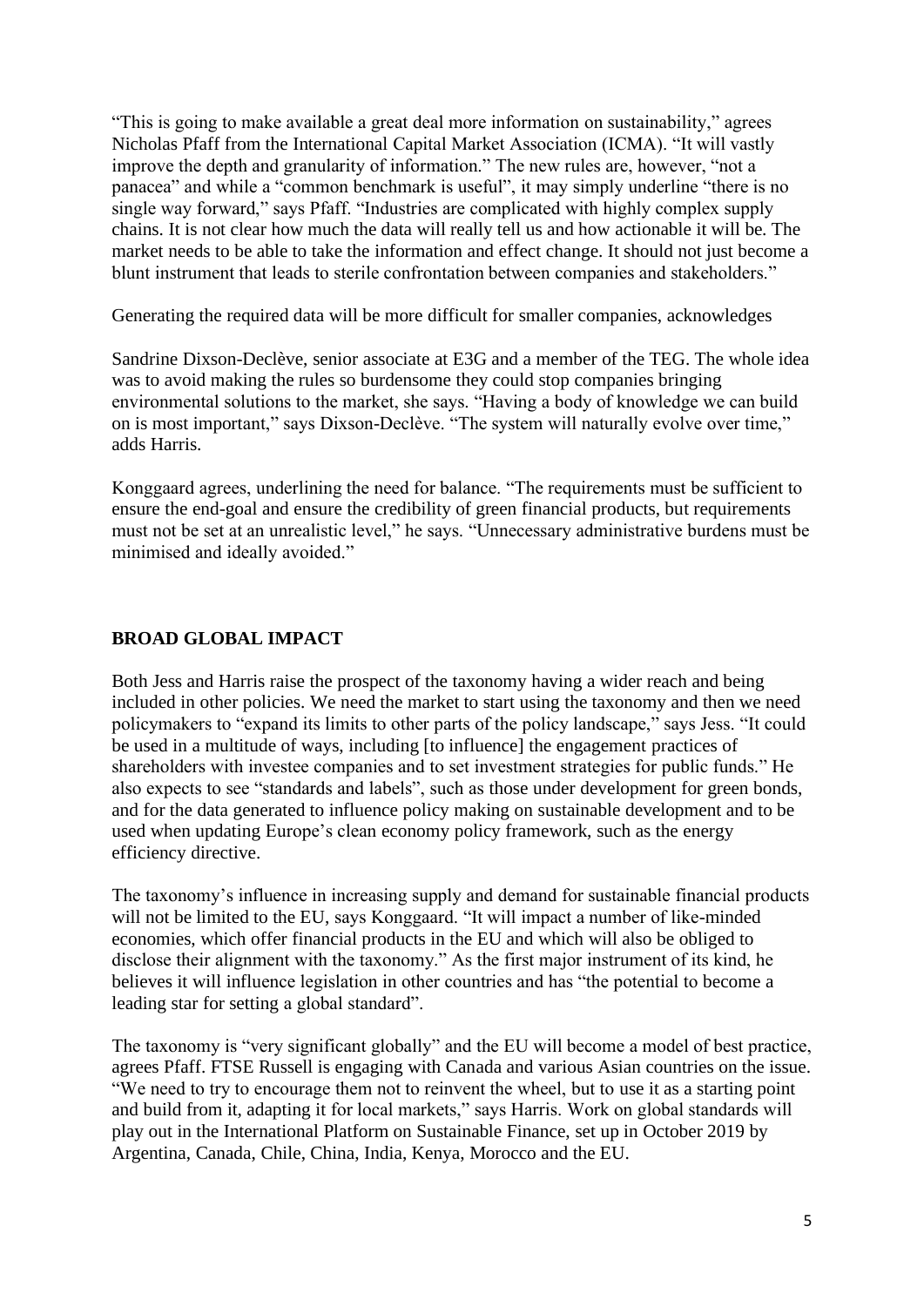"This is going to make available a great deal more information on sustainability," agrees Nicholas Pfaff from the International Capital Market Association (ICMA). "It will vastly improve the depth and granularity of information." The new rules are, however, "not a panacea" and while a "common benchmark is useful", it may simply underline "there is no single way forward," says Pfaff. "Industries are complicated with highly complex supply chains. It is not clear how much the data will really tell us and how actionable it will be. The market needs to be able to take the information and effect change. It should not just become a blunt instrument that leads to sterile confrontation between companies and stakeholders."

Generating the required data will be more difficult for smaller companies, acknowledges

Sandrine Dixson-Declève, senior associate at E3G and a member of the TEG. The whole idea was to avoid making the rules so burdensome they could stop companies bringing environmental solutions to the market, she says. "Having a body of knowledge we can build on is most important," says Dixson-Declève. "The system will naturally evolve over time," adds Harris.

Konggaard agrees, underlining the need for balance. "The requirements must be sufficient to ensure the end-goal and ensure the credibility of green financial products, but requirements must not be set at an unrealistic level," he says. "Unnecessary administrative burdens must be minimised and ideally avoided."

## BROAD GLOBAL IMPACT

Both Jess and Harris raise the prospect of the taxonomy having a wider reach and being included in other policies. We need the market to start using the taxonomy and then we need policymakers to "expand its limits to other parts of the policy landscape," says Jess. "It could be used in a multitude of ways, including [to influence] the engagement practices of shareholders with investee companies and to set investment strategies for public funds." He also expects to see "standards and labels", such as those under development for green bonds, and for the data generated to influence policy making on sustainable development and to be used when updating Europe's clean economy policy framework, such as the energy efficiency directive.

The taxonomy's influence in increasing supply and demand for sustainable financial products will not be limited to the EU, says Konggaard. "It will impact a number of like-minded economies, which offer financial products in the EU and which will also be obliged to disclose their alignment with the taxonomy." As the first major instrument of its kind, he believes it will influence legislation in other countries and has "the potential to become a leading star for setting a global standard".

The taxonomy is "very significant globally" and the EU will become a model of best practice, agrees Pfaff. FTSE Russell is engaging with Canada and various Asian countries on the issue. "We need to try to encourage them not to reinvent the wheel, but to use it as a starting point and build from it, adapting it for local markets," says Harris. Work on global standards will play out in the International Platform on Sustainable Finance, set up in October 2019 by Argentina, Canada, Chile, China, India, Kenya, Morocco and the EU.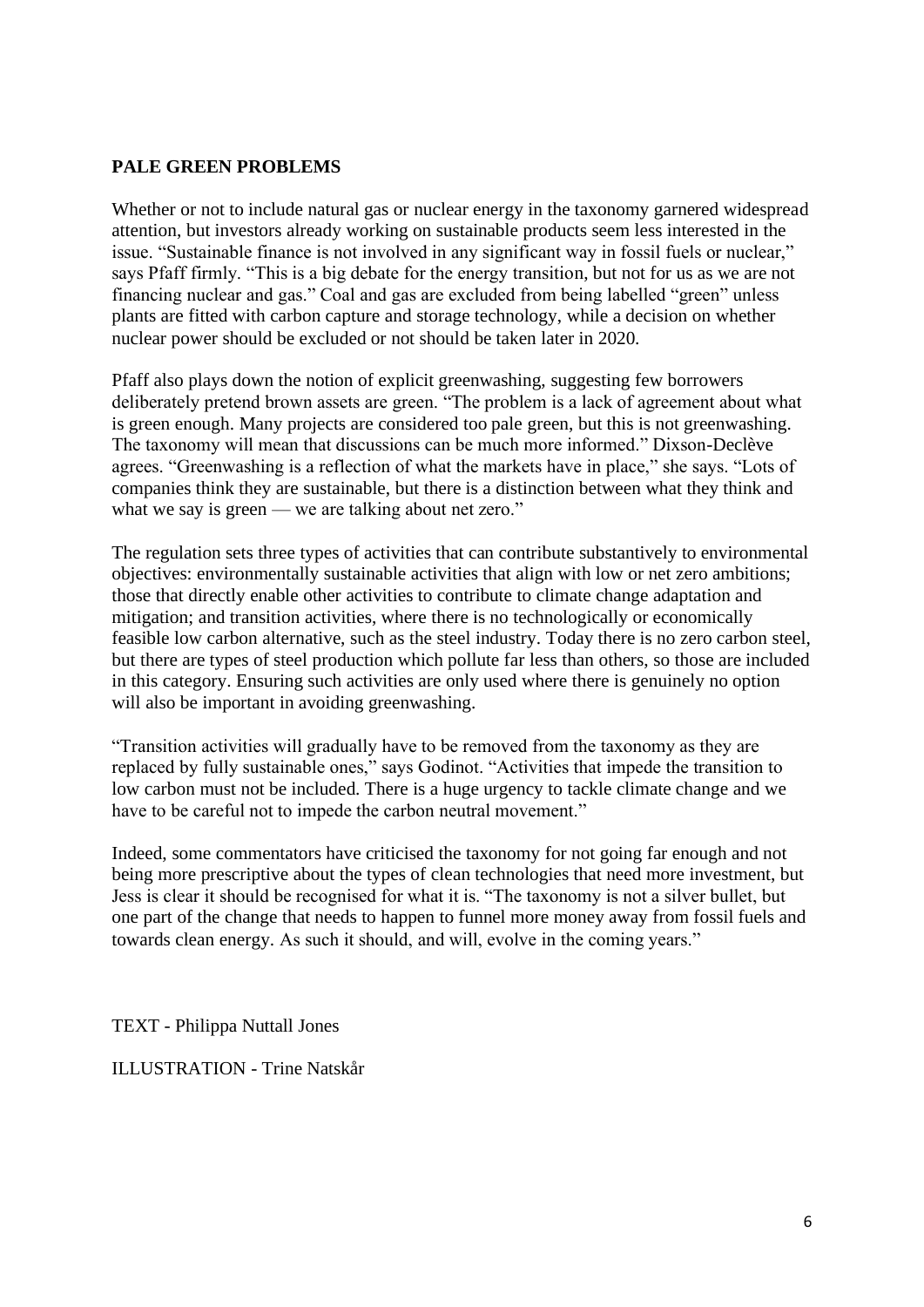**PALE GREEN PROBLEMS**

Whether or not to include natural gas or nuclear energy in the taxonomy garnered widespread attention, but investors already working on sustainable products seem less interested in the issue. “Sustainable finance is not involved in any significant way in fossil fuels or nuclear,” says Pfaff firmly. “This is a big debate for the energy transition, but not for us as we are not financing nuclear and gas.” Coal and gas are excluded from being labelled “green” unless plants are fitted with carbon capture and storage technology, while a decision on whether nuclear power should be excluded or not should be taken later in 2020.

Pfaff also plays down the notion of explicit greenwashing, suggesting few borrowers deliberately pretend brown assets are green. “The problem is a lack of agreement about what is green enough. Many projects are considered too pale green, but this is not greenwashing. The taxonomy will mean that discussions can be much more informed.” Dixson-Declève agrees. “Greenwashing is a reflection of what the markets have in place,” she says. “Lots of companies think they are sustainable, but there is a distinction between what they think and what we say is green — we are talking about net zero.”

The regulation sets three types of activities that can contribute substantively to environmental objectives: environmentally sustainable activities that align with low or net zero ambitions; those that directly enable other activities to contribute to climate change adaptation and mitigation; and transition activities, where there is no technologically or economically feasible low carbon alternative, such as the steel industry. Today there is no zero carbon steel, but there are types of steel production which pollute far less than others, so those are included in this category. Ensuring such activities are only used where there is genuinely no option will also be important in avoiding greenwashing.

“Transition activities will gradually have to be removed from the taxonomy as they are replaced by fully sustainable ones,” says Godinot. “Activities that impede the transition to low carbon must not be included. There is a huge urgency to tackle climate change and we have to be careful not to impede the carbon neutral movement.”

Indeed, some commentators have criticised the taxonomy for not going far enough and not being more prescriptive about the types of clean technologies that need more investment, but Jess is clear it should be recognised for what it is. “The taxonomy is not a silver bullet, but one part of the change that needs to happen to funnel more money away from fossil fuels and towards clean energy. As such it should, and will, evolve in the coming years.”

TEXT - Philippa Nuttall Jones

ILLUSTRATION - Trine Natskår